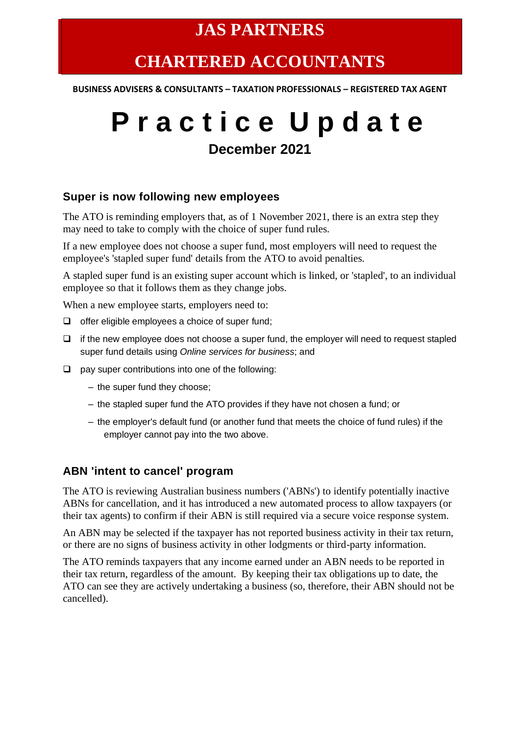# JAS PARTNERS

# CHARTERED ACCOUNTANTS

**BUSINESS ADVISERS & CONSULTANTS – TAXATION PROFESSIONALS – REGISTERED TAX AGENT**

# Practice Update

**December 2021**

## Super is now following new employees

The ATO is reminding employers that, as of 1 November 2021, there is an extra step they may need to take to comply with the choice of super fund rules.

If a new employee does not choose a super fund, most employers will need to request the employee's 'stapled super fund' details from the ATO to avoid penalties.

A stapled super fund is an existing super account which is linked, or 'stapled', to an individual employee so that it follows them as they change jobs.

When a new employee starts, employers need to:

- offer eligible employees a choice of super fund;
- if the new employee does not choose a super fund, the employer will need to request stapled super fund details using *Online services for business*; and
- pay super contributions into one of the following:
  - the super fund they choose;
  - the stapled super fund the ATO provides if they have not chosen a fund; or
  - the employer's default fund (or another fund that meets the choice of fund rules) if the employer cannot pay into the two above.

## ABN 'intent to cancel' program

The ATO is reviewing Australian business numbers ('ABNs') to identify potentially inactive ABNs for cancellation, and it has introduced a new automated process to allow taxpayers (or their tax agents) to confirm if their ABN is still required via a secure voice response system.

An ABN may be selected if the taxpayer has not reported business activity in their tax return, or there are no signs of business activity in other lodgments or third-party information.

The ATO reminds taxpayers that any income earned under an ABN needs to be reported in their tax return, regardless of the amount. By keeping their tax obligations up to date, the ATO can see they are actively undertaking a business (so, therefore, their ABN should not be cancelled).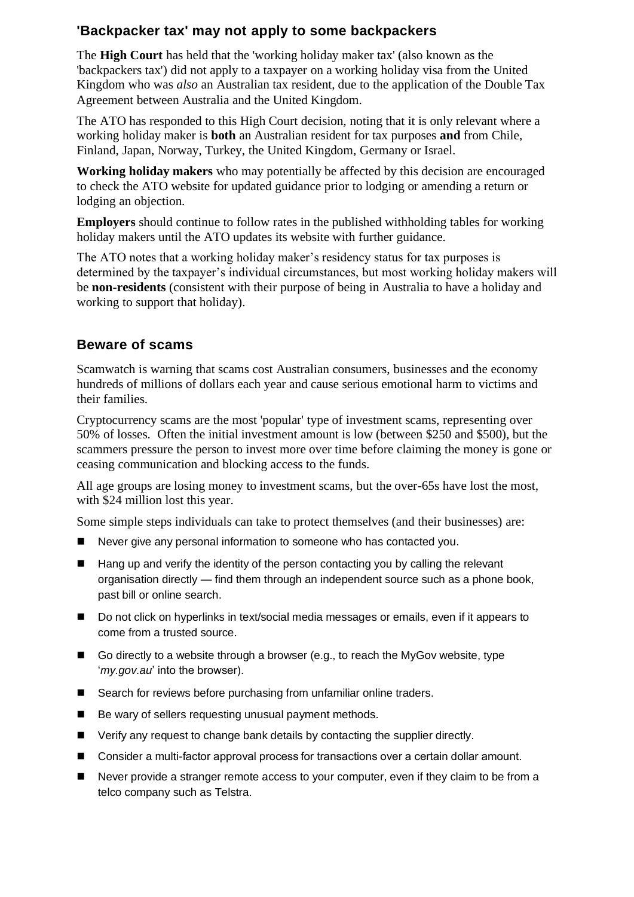## 'Backpacker tax' may not apply to some backpackers

The **High Court** has held that the 'working holiday maker tax' (also known as the 'backpackers tax') did not apply to a taxpayer on a working holiday visa from the United Kingdom who was *also* an Australian tax resident, due to the application of the Double Tax Agreement between Australia and the United Kingdom.

The ATO has responded to this High Court decision, noting that it is only relevant where a working holiday maker is **both** an Australian resident for tax purposes **and** from Chile, Finland, Japan, Norway, Turkey, the United Kingdom, Germany or Israel.

**Working holiday makers** who may potentially be affected by this decision are encouraged to check the ATO website for updated guidance prior to lodging or amending a return or lodging an objection.

**Employers** should continue to follow rates in the published withholding tables for working holiday makers until the ATO updates its website with further guidance.

The ATO notes that a working holiday maker's residency status for tax purposes is determined by the taxpayer's individual circumstances, but most working holiday makers will be **non-residents** (consistent with their purpose of being in Australia to have a holiday and working to support that holiday).

## Beware of scams

Scamwatch is warning that scams cost Australian consumers, businesses and the economy hundreds of millions of dollars each year and cause serious emotional harm to victims and their families.

Cryptocurrency scams are the most 'popular' type of investment scams, representing over 50% of losses. Often the initial investment amount is low (between $250 and $500), but the scammers pressure the person to invest more over time before claiming the money is gone or ceasing communication and blocking access to the funds.

All age groups are losing money to investment scams, but the over-65s have lost the most, with $24 million lost this year.

Some simple steps individuals can take to protect themselves (and their businesses) are:

- Never give any personal information to someone who has contacted you.
- Hang up and verify the identity of the person contacting you by calling the relevant organisation directly — find them through an independent source such as a phone book, past bill or online search.
- Do not click on hyperlinks in text/social media messages or emails, even if it appears to come from a trusted source.
- Go directly to a website through a browser (e.g., to reach the MyGov website, type '*my.gov.au*' into the browser).
- Search for reviews before purchasing from unfamiliar online traders.
- Be wary of sellers requesting unusual payment methods.
- Verify any request to change bank details by contacting the supplier directly.
- Consider a multi-factor approval process for transactions over a certain dollar amount.
- Never provide a stranger remote access to your computer, even if they claim to be from a telco company such as Telstra.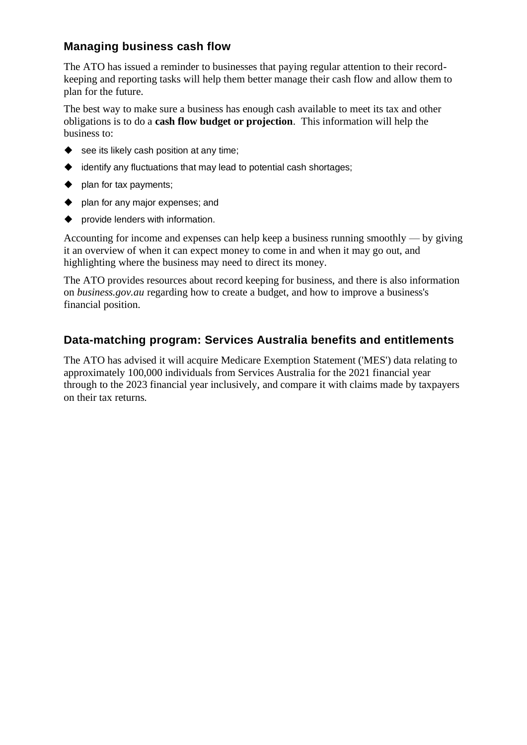## Managing business cash flow

The ATO has issued a reminder to businesses that paying regular attention to their record-keeping and reporting tasks will help them better manage their cash flow and allow them to plan for the future.

The best way to make sure a business has enough cash available to meet its tax and other obligations is to do a **cash flow budget or projection**. This information will help the business to:

- see its likely cash position at any time;
- identify any fluctuations that may lead to potential cash shortages;
- plan for tax payments;
- plan for any major expenses; and
- provide lenders with information.

Accounting for income and expenses can help keep a business running smoothly — by giving it an overview of when it can expect money to come in and when it may go out, and highlighting where the business may need to direct its money.

The ATO provides resources about record keeping for business, and there is also information on *business.gov.au* regarding how to create a budget, and how to improve a business's financial position.

## Data-matching program: Services Australia benefits and entitlements

The ATO has advised it will acquire Medicare Exemption Statement ('MES') data relating to approximately 100,000 individuals from Services Australia for the 2021 financial year through to the 2023 financial year inclusively, and compare it with claims made by taxpayers on their tax returns.